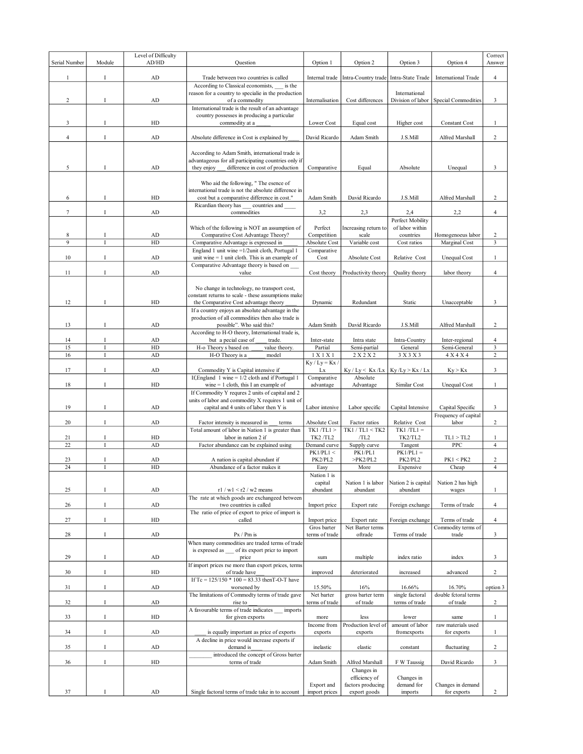| Serial Number | Module | Level of Difficulty AD/HD | Question | Option 1 | Option 2 | Option 3 | Option 4 | Correct Answer |
|---|---|---|---|---|---|---|---|---|
| 1 | I | AD | Trade between two countries is called | Internal trade | Intra-Country trade | Intra-State Trade | International Trade | 4 |
| 2 | I | AD | According to Classical economists, ___ is the reason for a country to specialie in the production of a commodity | Internalisation | Cost differences | International Division of labor | Special Commodities | 3 |
| 3 | I | HD | International trade is the result of an advantage country possesses in producing a particular commodity at a _____ | Lower Cost | Equal cost | Higher cost | Constant Cost | 1 |
| 4 | I | AD | Absolute difference in Cost is explained by____ | David Ricardo | Adam Smith | J.S.Mill | Alfred Marshall | 2 |
| 5 | I | AD | According to Adam Smith, international trade is advantageous for all participating countries only if they enjoy ___ difference in cost of production | Comparative | Equal | Absolute | Unequal | 3 |
| 6 | I | HD | Who aid the following, " The esence of international trade is not the absolute difference in cost but a comparative difference in cost." | Adam Smith | David Ricardo | J.S.Mill | Alfred Marshall | 2 |
| 7 | I | AD | Ricardian theory has ___ countries and ____ commodities | 3,2 | 2,3 | 2,4 | 2,2 | 4 |
| 8 | I | AD | Which of the following is NOT an assumption of Comparative Cost Advantage Theory? | Perfect Competition | Increasing return to scale | Perfect Mobility of labor within countries | Homogenoeus labor | 2 |
| 9 | I | HD | Comparative Advantage is expressed in _____ | Absolute Cost | Variable cost | Cost ratios | Marginal Cost | 3 |
| 10 | I | AD | England 1 unit wine =1/2unit cloth, Portugal 1 unit wine = 1 unit cloth. This is an example of | Comparative Cost | Absolute Cost | Relative Cost | Unequal Cost | 1 |
| 11 | I | AD | Comparative Advantage theory is based on ___ value | Cost theory | Productivity theory | Quality theory | labor theory | 4 |
| 12 | I | HD | No change in technology, no transport cost, constant returns to scale - these assumptions make the Comparative Cost advantage theory ____ | Dynamic | Redundant | Static | Unacceptable | 3 |
| 13 | I | AD | If a country enjoys an absolute advantage in the production of all commodities then also trade is possible". Who said this? | Adam Smith | David Ricardo | J.S.Mill | Alfred Marshall | 2 |
| 14 | I | AD | According to H-O theory, International trade is, but a pecial case of ____ trade. | Inter-state | Intra state | Intra-Country | Inter-regional | 4 |
| 15 | I | HD | H-o Theory s based on _____ value theory. | Partial | Semi-partial | General | Semi-General | 3 |
| 16 | I | AD | H-O Theory is a ______ model | 1 X 1 X 1 | 2 X 2 X 2 | 3 X 3 X 3 | 4 X 4 X 4 | 2 |
| 17 | I | AD | Commodity Y is Capital intensive if ____ | Ky / Ly = Kx / Lx | Ky / Ly < Kx /Lx | Ky /Ly > Kx / Lx | Ky > Kx | 3 |
| 18 | I | HD | If,England 1 wine = 1/2 cloth and if Portugal 1 wine = 1 cloth, this I an example of | Comparative advantage | Absolute Advantage | Similar Cost | Unequal Cost | 1 |
| 19 | I | AD | If Commodity Y requres 2 units of capital and 2 units of labor and commodity X requires 1 unit of capital and 4 units of labor then Y is | Labor intenive | Labor specific | Capital Intensive | Capital Specific | 3 |
| 20 | I | AD | Factor intensity is measured in ___ terms | Absolute Cost | Factor ratios | Relative Cost | Frequency of capital labor | 2 |
| 21 | I | HD | Total amount of labor in Nation 1 is greater than labor in nation 2 if | TK1 /TL1 > TK2 /TL2 | TK1 / TL1 < TK2 /TL2 | TK1 /TL1 = TK2/TL2 | TL1 > TL2 | 1 |
| 22 | I | AD | Factor abundance can be explained using | Demand curve | Supply curve | Tangent | PPC | 4 |
| 23 | I | AD | A nation is capital abundant if | PK1/PL1 < PK2/PL2 | PK1/PL1 >PK2/PL2 | PK1/PL1 = PK2/PL2 | PK1 < PK2 | 2 |
| 24 | I | HD | Abundance of a factor makes it | Easy | More | Expensive | Cheap | 4 |
| 25 | I | AD | r1 / w1 < r2 / w2 means | Nation 1 is capital abundant | Nation 1 is labor abundant | Nation 2 is capital abundant | Nation 2 has high wages | 1 |
| 26 | I | AD | The rate at which goods are exchangeed between two countries is called | Import price | Export rate | Foreign exchange | Terms of trade | 4 |
| 27 | I | HD | The ratio of price of export to price of import is called | Import price | Export rate | Foreign exchange | Terms of trade | 4 |
| 28 | I | AD | Px / Pm is | Gros barter terms of trade | Net Barter terms oftrade | Terms of trade | Commodity terms of trade | 3 |
| 29 | I | AD | When many commodities are traded terms of trade is expressed as ___ of its export pricr to import price | sum | multiple | index ratio | index | 3 |
| 30 | I | HD | If import prices rse more than export prices, terms of trade have___ | improved | deteriorated | increased | advanced | 2 |
| 31 | I | AD | If Tc = 125/150 * 100 = 83.33 thenT-O-T have worsened by | 15.50% | 16% | 16.66% | 16.70% | option 3 |
| 32 | I | AD | The limitations of Commodty terms of trade gave rise to ____ | Net barter terms of trade | gross barter term of trade | single factoral terms of trade | double fctoral terms of trade | 2 |
| 33 | I | HD | A favourable terms of trade indicates ___ imports for given exports | more | less | lower | same | 1 |
| 34 | I | AD | ____ is equally important as price of exports | Income from exports | Production level of exports | amount of labor fromexports | raw materials used for exports | 1 |
| 35 | I | AD | A decline in price would increase exports if demand is____ | inelastic | elastic | constant | fluctuating | 2 |
| 36 | I | HD | ________ introduced the concept of Gross barter terms of trade | Adam Smith | Alfred Marshall | F W Taussig | David Ricardo | 3 |
| 37 | I | AD | Single factoral terms of trade take in to account | Export and import prices | Changes in efficiency of factors producing export goods | Changes in demand for imports | Changes in demand for exports | 2 |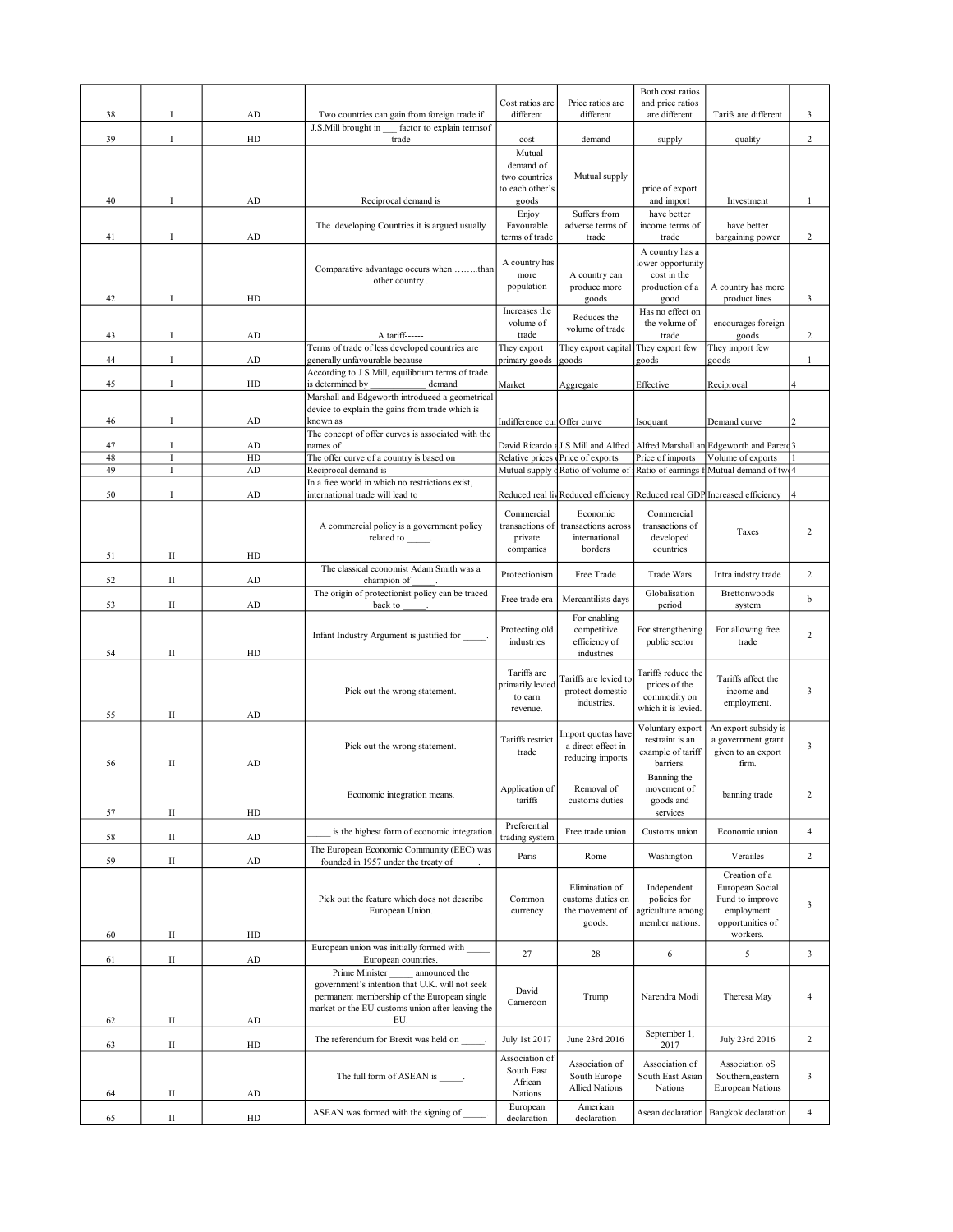| 38 | I | AD | Two countries can gain from foreign trade if | Cost ratios are different | Price ratios are different | Both cost ratios and price ratios are different | Tarifs are different | 3 |
|---|---|---|---|---|---|---|---|---|
| 39 | I | HD | J.S.Mill brought in ___ factor to explain termsof trade | cost | demand | supply | quality | 2 |
| 40 | I | AD | Reciprocal demand is | Mutual demand of two countries to each other's goods | Mutual supply | price of export and import | Investment | 1 |
| 41 | I | AD | The developing Countries it is argued usually | Enjoy Favourable terms of trade | Suffers from adverse terms of trade | have better income terms of trade | have better bargaining power | 2 |
| 42 | I | HD | Comparative advantage occurs when ……..than other country . | A country has more population | A country can produce more goods | A country has a lower opportunity cost in the production of a good | A country has more product lines | 3 |
| 43 | I | AD | A tariff------ | Increases the volume of trade | Reduces the volume of trade | Has no effect on the volume of trade | encourages foreign goods | 2 |
| 44 | I | AD | Terms of trade of less developed countries are generally unfavourable because | They export primary goods | They export capital goods | They export few goods | They import few goods | 1 |
| 45 | I | HD | According to J S Mill, equilibrium terms of trade is determined by ____________ demand | Market | Aggregate | Effective | Reciprocal | 4 |
| 46 | I | AD | Marshall and Edgeworth introduced a geometrical device to explain the gains from trade which is known as | Indifference cur | Offer curve | Isoquant | Demand curve | 2 |
| 47 | I | AD | The concept of offer curves is associated with the names of | David Ricardo a | J S Mill and Alfred | Alfred Marshall an | Edgeworth and Pareto | 3 |
| 48 | I | HD | The offer curve of a country is based on | Relative prices c | Price of exports | Price of imports | Volume of exports | 1 |
| 49 | I | AD | Reciprocal demand is | Mutual supply c | Ratio of volume of | Ratio of earnings f | Mutual demand of two | 4 |
| 50 | I | AD | In a free world in which no restrictions exist, international trade will lead to | Reduced real liv | Reduced efficiency | Reduced real GDP | Increased efficiency | 4 |
| 51 | II | HD | A commercial policy is a government policy related to _____. | Commercial transactions of private companies | Economic transactions across international borders | Commercial transactions of developed countries | Taxes | 2 |
| 52 | II | AD | The classical economist Adam Smith was a champion of _____. | Protectionism | Free Trade | Trade Wars | Intra indstry trade | 2 |
| 53 | II | AD | The origin of protectionist policy can be traced back to _____. | Free trade era | Mercantilists days | Globalisation period | Brettonwoods system | b |
| 54 | II | HD | Infant Industry Argument is justified for _____. | Protecting old industries | For enabling competitive efficiency of industries | For strengthening public sector | For allowing free trade | 2 |
| 55 | II | AD | Pick out the wrong statement. | Tariffs are primarily levied to earn revenue. | Tariffs are levied to protect domestic industries. | Tariffs reduce the prices of the commodity on which it is levied. | Tariffs affect the income and employment. | 3 |
| 56 | II | AD | Pick out the wrong statement. | Tariffs restrict trade | Import quotas have a direct effect in reducing imports | Voluntary export restraint is an example of tariff barriers. | An export subsidy is a government grant given to an export firm. | 3 |
| 57 | II | HD | Economic integration means. | Application of tariffs | Removal of customs duties | Banning the movement of goods and services | banning trade | 2 |
| 58 | II | AD | _____ is the highest form of economic integration. | Preferential trading system | Free trade union | Customs union | Economic union | 4 |
| 59 | II | AD | The European Economic Community (EEC) was founded in 1957 under the treaty of _____. | Paris | Rome | Washington | Veraiiles | 2 |
| 60 | II | HD | Pick out the feature which does not describe European Union. | Common currency | Elimination of customs duties on the movement of goods. | Independent policies for agriculture among member nations. | Creation of a European Social Fund to improve employment opportunities of workers. | 3 |
| 61 | II | AD | European union was initially formed with _____ European countries. | 27 | 28 | 6 | 5 | 3 |
| 62 | II | AD | Prime Minister _____ announced the government's intention that U.K. will not seek permanent membership of the European single market or the EU customs union after leaving the EU. | David Cameroon | Trump | Narendra Modi | Theresa May | 4 |
| 63 | II | HD | The referendum for Brexit was held on _____. | July 1st 2017 | June 23rd 2016 | September 1, 2017 | July 23rd 2016 | 2 |
| 64 | II | AD | The full form of ASEAN is _____. | Association of South East African Nations | Association of South Europe Allied Nations | Association of South East Asian Nations | Association oS Southern,eastern European Nations | 3 |
| 65 | II | HD | ASEAN was formed with the signing of _____. | European declaration | American declaration | Asean declaration | Bangkok declaration | 4 |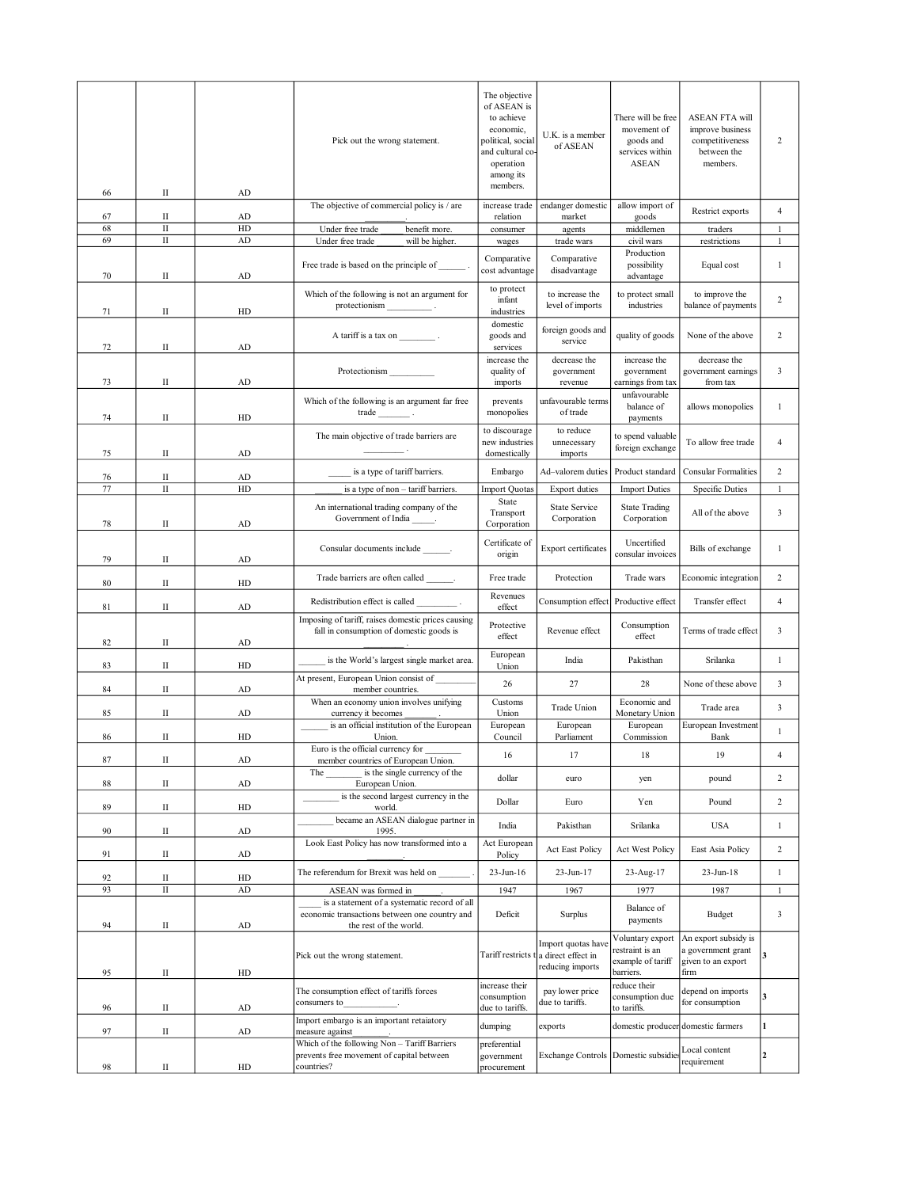| 66 | II | AD | Pick out the wrong statement. | The objective of ASEAN is to achieve economic, political, social and cultural co-operation among its members. | U.K. is a member of ASEAN | There will be free movement of goods and services within ASEAN | ASEAN FTA will improve business competitiveness between the members. | 2 |
|---|---|---|---|---|---|---|---|---|
| 67 | II | AD | The objective of commercial policy is / are _________. | increase trade relation | endanger domestic market | allow import of goods | Restrict exports | 4 |
| 68 | II | HD | Under free trade _____ benefit more. | consumer | agents | middlemen | traders | 1 |
| 69 | II | AD | Under free trade _____ will be higher. | wages | trade wars | civil wars | restrictions | 1 |
| 70 | II | AD | Free trade is based on the principle of ______ . | Comparative cost advantage | Comparative disadvantage | Production possibility advantage | Equal cost | 1 |
| 71 | II | HD | Which of the following is not an argument for protectionism __________ . | to protect infant industries | to increase the level of imports | to protect small industries | to improve the balance of payments | 2 |
| 72 | II | AD | A tariff is a tax on ________ . | domestic goods and services | foreign goods and service | quality of goods | None of the above | 2 |
| 73 | II | AD | Protectionism __________ | increase the quality of imports | decrease the government revenue | increase the government earnings from tax | decrease the government earnings from tax | 3 |
| 74 | II | HD | Which of the following is an argument far free trade _______ . | prevents monopolies | unfavourable terms of trade | unfavourable balance of payments | allows monopolies | 1 |
| 75 | II | AD | The main objective of trade barriers are _________ . | to discourage new industries domestically | to reduce unnecessary imports | to spend valuable foreign exchange | To allow free trade | 4 |
| 76 | II | AD | _____ is a type of tariff barriers. | Embargo | Ad–valorem duties | Product standard | Consular Formalities | 2 |
| 77 | II | HD | ______ is a type of non – tariff barriers. | Import Quotas | Export duties | Import Duties | Specific Duties | 1 |
| 78 | II | AD | An international trading company of the Government of India _____. | State Transport Corporation | State Service Corporation | State Trading Corporation | All of the above | 3 |
| 79 | II | AD | Consular documents include ______. | Certificate of origin | Export certificates | Uncertified consular invoices | Bills of exchange | 1 |
| 80 | II | HD | Trade barriers are often called ______. | Free trade | Protection | Trade wars | Economic integration | 2 |
| 81 | II | AD | Redistribution effect is called _________ . | Revenues effect | Consumption effect | Productive effect | Transfer effect | 4 |
| 82 | II | AD | Imposing of tariff, raises domestic prices causing fall in consumption of domestic goods is _________ . | Protective effect | Revenue effect | Consumption effect | Terms of trade effect | 3 |
| 83 | II | HD | ______ is the World's largest single market area. | European Union | India | Pakisthan | Srilanka | 1 |
| 84 | II | AD | At present, European Union consist of _________ member countries. | 26 | 27 | 28 | None of these above | 3 |
| 85 | II | AD | When an economy union involves unifying currency it becomes _______ . | Customs Union | Trade Union | Economic and Monetary Union | Trade area | 3 |
| 86 | II | HD | ______ is an official institution of the European Union. | European Council | European Parliament | European Commission | European Investment Bank | 1 |
| 87 | II | AD | Euro is the official currency for ________ member countries of European Union. | 16 | 17 | 18 | 19 | 4 |
| 88 | II | AD | The ________ is the single currency of the European Union. | dollar | euro | yen | pound | 2 |
| 89 | II | HD | ________ is the second largest currency in the world. | Dollar | Euro | Yen | Pound | 2 |
| 90 | II | AD | ________ became an ASEAN dialogue partner in 1995. | India | Pakisthan | Srilanka | USA | 1 |
| 91 | II | AD | Look East Policy has now transformed into a ________. | Act European Policy | Act East Policy | Act West Policy | East Asia Policy | 2 |
| 92 | II | HD | The referendum for Brexit was held on _______ . | 23-Jun-16 | 23-Jun-17 | 23-Aug-17 | 23-Jun-18 | 1 |
| 93 | II | AD | ASEAN was formed in ______. | 1947 | 1967 | 1977 | 1987 | 1 |
| 94 | II | AD | _____ is a statement of a systematic record of all economic transactions between one country and the rest of the world. | Deficit | Surplus | Balance of payments | Budget | 3 |
| 95 | II | HD | Pick out the wrong statement. | Tariff restricts t | Import quotas have a direct effect in reducing imports | Voluntary export restraint is an example of tariff barriers. | An export subsidy is a government grant given to an export firm | 3 |
| 96 | II | AD | The consumption effect of tariffs forces consumers to____________. | increase their consumption due to tariffs. | pay lower price due to tariffs. | reduce their consumption due to tariffs. | depend on imports for consumption | 3 |
| 97 | II | AD | Import embargo is an important retaiatory measure against________. | dumping | exports | domestic producer | domestic farmers | 1 |
| 98 | II | HD | Which of the following Non – Tariff Barriers prevents free movement of capital between countries? | preferential government procurement | Exchange Controls | Domestic subsidies | Local content requirement | 2 |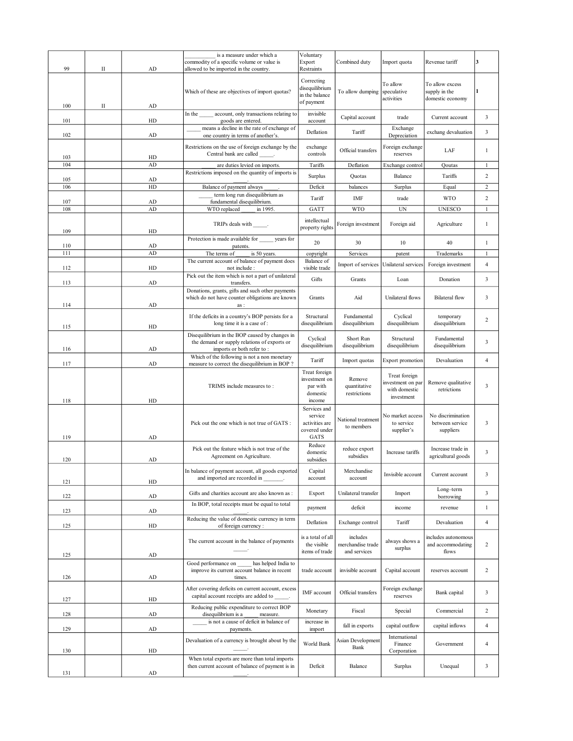| | | | | | | | | |
|---|---|---|---|---|---|---|---|---|
| 99 | II | AD | ___________ is a measure under which a commodity of a specific volume or value is allowed to be imported in the country. | Voluntary Export Restraints | Combined duty | Import quota | Revenue tariff | 3 |
| 100 | II | AD | Which of these are objectives of import quotas? | Correcting disequilibrium in the balance of payment | To allow dumping | To allow speculative activities | To allow excess supply in the domestic economy | 1 |
| 101 | | HD | In the _____ account, only transactions relating to goods are entered. | invisible account | Capital account | trade | Current account | 3 |
| 102 | | AD | _____ means a decline in the rate of exchange of one country in terms of another's. | Deflation | Tariff | Exchange Depreciation | exchang devaluation | 3 |
| 103 | | HD | Restrictions on the use of foreign exchange by the Central bank are called _____. | exchange controls | Official transfers | Foreign exchange reserves | LAF | 1 |
| 104 | | AD | _____ are duties levied on imports. | Tariffs | Deflation | Exchange control | Qoutas | 1 |
| 105 | | AD | Restrictions imposed on the quantity of imports is _____. | Surplus | Quotas | Balance | Tariffs | 2 |
| 106 | | HD | Balance of payment always _____. | Deficit | balances | Surplus | Equal | 2 |
| 107 | | AD | _____ term long run disequilibrium as fundamental disequilibrium. | Tariff | IMF | trade | WTO | 2 |
| 108 | | AD | WTO replaced _____ in 1995. | GATT | WTO | UN | UNESCO | 1 |
| 109 | | HD | TRIPs deals with _____. | intellectual property rights | Foreign investment | Foreign aid | Agriculture | 1 |
| 110 | | AD | Protection is made available for _____ years for patents. | 20 | 30 | 10 | 40 | 1 |
| 111 | | AD | The terms of _____ is 50 years. | copyright | Services | patent | Trademarks | 1 |
| 112 | | HD | The current account of balance of payment does not include : | Balance of visible trade | Import of services | Unilateral services | Foreign investment | 4 |
| 113 | | AD | Pick out the item which is not a part of unilateral transfers. | Gifts | Grants | Loan | Donation | 3 |
| 114 | | AD | Donations, grants, gifts and such other payments which do not have counter obligations are known as : | Grants | Aid | Unilateral flows | Bilateral flow | 3 |
| 115 | | HD | If the deficits in a country's BOP persists for a long time it is a case of : | Structural disequilibrium | Fundamental disequilibrium | Cyclical disequilibrium | temporary disequilibrium | 2 |
| 116 | | AD | Disequilibrium in the BOP caused by changes in the demand or supply relations of exports or imports or both refer to : | Cyclical disequilibrium | Short Run disequilibrium | Structural disequilibrium | Fundamental disequilibrium | 3 |
| 117 | | AD | Which of the following is not a non monetary measure to correct the disequilibrium in BOP ? | Tariff | Import quotas | Export promotion | Devaluation | 4 |
| 118 | | HD | TRIMS include measures to : | Treat foreign investment on par with domestic income | Remove quantitative restrictions | Treat foreign investment on par with domestic investment | Remove qualitative retrictions | 3 |
| 119 | | AD | Pick out the one which is not true of GATS : | Services and service activities are covered under GATS | National treatment to members | No market access to service supplier's | No discrimination between service suppliers | 3 |
| 120 | | AD | Pick out the feature which is not true of the Agreement on Agriculture. | Reduce domestic subsidies | reduce export subsidies | Increase tariffs | Increase trade in agricultural goods | 3 |
| 121 | | HD | In balance of payment account, all goods exported and imported are recorded in _______. | Capital account | Merchandise account | Invisible account | Current account | 3 |
| 122 | | AD | Gifts and charities account are also known as : | Export | Unilateral transfer | Import | Long–term borrowing | 3 |
| 123 | | AD | In BOP, total receipts must be equal to total _____. | payment | deficit | income | revenue | 1 |
| 125 | | HD | Reducing the value of domestic currency in term of foreign currency : | Deflation | Exchange control | Tariff | Devaluation | 4 |
| 125 | | AD | The current account in the balance of payments _____. | is a total of all the visible items of trade | includes merchandise trade and services | always shows a surplus | includes autonomous and accommodating flows | 2 |
| 126 | | AD | Good performance on _____ has helped India to improve its current account balance in recent times. | trade account | invisible account | Capital account | reserves account | 2 |
| 127 | | HD | After covering deficits on current account, excess capital account receipts are added to _____. | IMF account | Official transfers | Foreign exchange reserves | Bank capital | 3 |
| 128 | | AD | Reducing public expenditure to correct BOP disequilibrium is a _____ measure. | Monetary | Fiscal | Special | Commercial | 2 |
| 129 | | AD | _____ is not a cause of deficit in balance of payments. | increase in import | fall in exports | capital outflow | capital inflows | 4 |
| 130 | | HD | Devaluation of a currency is brought about by the _____. | World Bank | Asian Development Bank | International Finance Corporation | Government | 4 |
| 131 | | AD | When total exports are more than total imports then current account of balance of payment is in _____. | Deficit | Balance | Surplus | Unequal | 3 |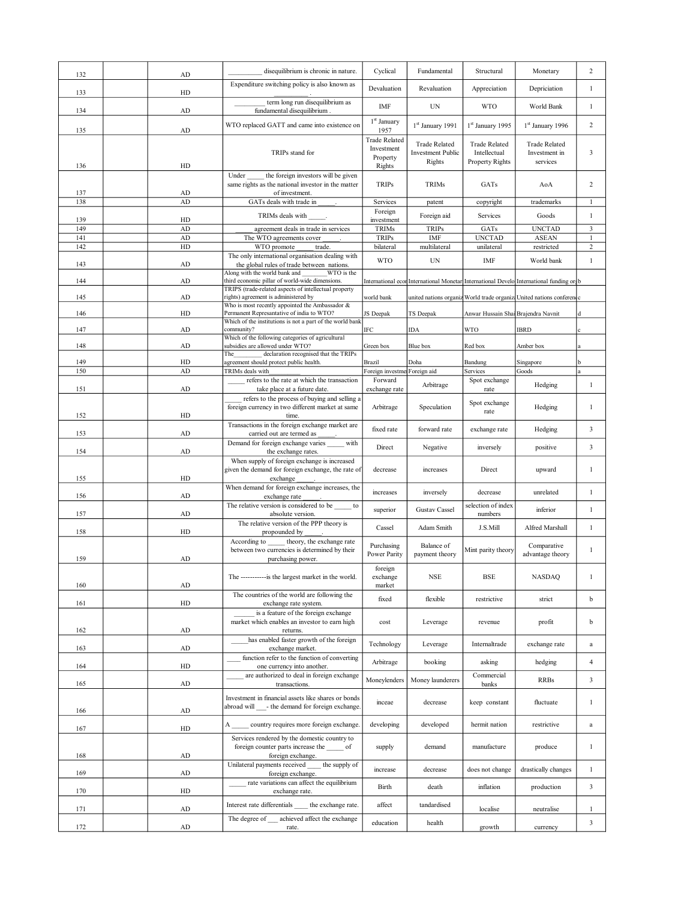| 132 | | AD | __________ disequilibrium is chronic in nature. | Cyclical | Fundamental | Structural | Monetary | 2 |
|---|---|---|---|---|---|---|---|---|
| 133 | | HD | Expenditure switching policy is also known as __________ . | Devaluation | Revaluation | Appreciation | Depriciation | 1 |
| 134 | | AD | _________ term long run disequilibrium as fundamental disequilibrium . | IMF | UN | WTO | World Bank | 1 |
| 135 | | AD | WTO replaced GATT and came into existence on | 1st January 1957 | 1st January 1991 | 1st January 1995 | 1st January 1996 | 2 |
| 136 | | HD | TRIPs stand for | Trade Related Investment Property Rights | Trade Related Investment Public Rights | Trade Related Intellectual Property Rights | Trade Related Investment in services | 3 |
| 137 | | AD | Under _____ the foreign investors will be given same rights as the national investor in the matter of investment. | TRIPs | TRIMs | GATs | AoA | 2 |
| 138 | | AD | GATs deals with trade in _____. | Services | patent | copyright | trademarks | 1 |
| 139 | | HD | TRIMs deals with _____. | Foreign investment | Foreign aid | Services | Goods | 1 |
| 149 | | AD | _____ agreement deals in trade in services | TRIMs | TRIPs | GATs | UNCTAD | 3 |
| 141 | | AD | The WTO agreements cover _____. | TRIPs | IMF | UNCTAD | ASEAN | 1 |
| 142 | | HD | WTO promote _____ trade. | bilateral | multilateral | unilateral | restricted | 2 |
| 143 | | AD | The only international organisation dealing with the global rules of trade between nations. | WTO | UN | IMF | World bank | 1 |
| 144 | | AD | Along with the world bank and ________WTO is the third economic pillar of world-wide dimensions. | International econ | International Monetar | International Develo | International funding or | b |
| 145 | | AD | TRIPS (trade-related aspects of intellectual property rights) agreement is administered by | world bank | united nations organiz | World trade organiz | United nations conferen | c |
| 146 | | HD | Who is most recently appointed the Ambassador & Permanent Representative of india to WTO? | JS Deepak | TS Deepak | Anwar Hussain Sha | Brajendra Navnit | d |
| 147 | | AD | Which of the institutions is not a part of the world bank community? | IFC | IDA | WTO | IBRD | c |
| 148 | | AD | Which of the following categories of agricultural subsidies are allowed under WTO? | Green box | Blue box | Red box | Amber box | a |
| 149 | | HD | The_________ declaration recognised that the TRIPs agreement should protect public health. | Brazil | Doha | Bandung | Singapore | b |
| 150 | | AD | TRIMs deals with_________ | Foreign investme | Foreign aid | Services | Goods | a |
| 151 | | AD | _____ refers to the rate at which the transaction take place at a future date. | Forward exchange rate | Arbitrage | Spot exchange rate | Hedging | 1 |
| 152 | | HD | _____ refers to the process of buying and selling a foreign currency in two different market at same time. | Arbitrage | Speculation | Spot exchange rate | Hedging | 1 |
| 153 | | AD | Transactions in the foreign exchange market are carried out are termed as _____. | fixed rate | forward rate | exchange rate | Hedging | 3 |
| 154 | | AD | Demand for foreign exchange varies _____ with the exchange rates. | Direct | Negative | inversely | positive | 3 |
| 155 | | HD | When supply of foreign exchange is increased given the demand for foreign exchange, the rate of exchange _____. | decrease | increases | Direct | upward | 1 |
| 156 | | AD | When demand for foreign exchange increases, the exchange rate _____. | increases | inversely | decrease | unrelated | 1 |
| 157 | | AD | The relative version is considered to be _____ to absolute version. | superior | Gustav Cassel | selection of index numbers | inferior | 1 |
| 158 | | HD | The relative version of the PPP theory is propounded by _____. | Cassel | Adam Smith | J.S.Mill | Alfred Marshall | 1 |
| 159 | | AD | According to _____ theory, the exchange rate between two currencies is determined by their purchasing power. | Purchasing Power Parity | Balance of payment theory | Mint parity theory | Comparative advantage theory | 1 |
| 160 | | AD | The -----------is the largest market in the world. | foreign exchange market | NSE | BSE | NASDAQ | 1 |
| 161 | | HD | The countries of the world are following the exchange rate system. | fixed | flexible | restrictive | strict | b |
| 162 | | AD | ______ is a feature of the foreign exchange market which enables an investor to earn high returns. | cost | Leverage | revenue | profit | b |
| 163 | | AD | _____has enabled faster growth of the foreign exchange market. | Technology | Leverage | Internaltrade | exchange rate | a |
| 164 | | HD | ____ function refer to the function of converting one currency into another. | Arbitrage | booking | asking | hedging | 4 |
| 165 | | AD | _____ are authorized to deal in foreign exchange transactions. | Moneylenders | Money launderers | Commercial banks | RRBs | 3 |
| 166 | | AD | Investment in financial assets like shares or bonds abroad will ___- the demand for foreign exchange. | inceae | decrease | keep constant | fluctuate | 1 |
| 167 | | HD | A _____ country requires more foreign exchange. | developing | developed | hermit nation | restrictive | a |
| 168 | | AD | Services rendered by the domestic country to foreign counter parts increase the _____ of foreign exchange. | supply | demand | manufacture | produce | 1 |
| 169 | | AD | Unilateral payments received ____ the supply of foreign exchange. | increase | decrease | does not change | drastically changes | 1 |
| 170 | | HD | _____ rate variations can affect the equilibrium exchange rate. | Birth | death | inflation | production | 3 |
| 171 | | AD | Interest rate differentials ____ the exchange rate. | affect | tandardised | localise | neutralise | 1 |
| 172 | | AD | The degree of ___ achieved affect the exchange rate. | education | health | growth | currency | 3 |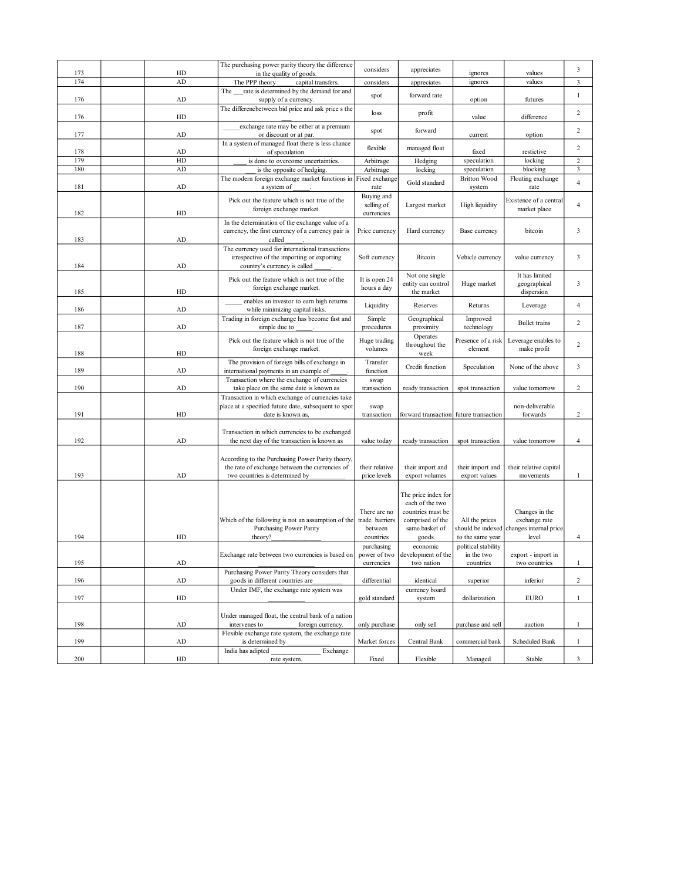| | | | | | | | | |
|---|---|---|---|---|---|---|---|---|
| 173 | | HD | The purchasing power parity theory the difference in the quality of goods. | considers | appreciates | ignores | values | 3 |
| 174 | | AD | The PPP theory _____ capital transfers. | considers | appreciates | ignores | values | 3 |
| 176 | | AD | The ___rate is determined by the demand for and supply of a currency. | spot | forward rate | option | futures | 1 |
| 176 | | HD | The differencbetween bid price and ask price s the ___ | loss | profit | value | difference | 2 |
| 177 | | AD | _____exchange rate may be either at a premium or discount or at par. | spot | forward | current | option | 2 |
| 178 | | AD | In a system of managed float there is less chance of speculation. | flexible | managed float | fixed | restictive | 2 |
| 179 | | HD | _____ is done to overcome uncertainties. | Arbitrage | Hedging | speculation | locking | 2 |
| 180 | | AD | ________ is the opposite of hedging. | Arbitrage | locking | speculation | blocking | 3 |
| 181 | | AD | The modern foreign exchange market functions in a system of _____. | Fixed exchange rate | Gold standard | Britton Wood system | Floating exchange rate | 4 |
| 182 | | HD | Pick out the feature which is not true of the foreign exchange market. | Buying and selling of currencies | Largest market | High liquidity | Existence of a central market place | 4 |
| 183 | | AD | In the determination of the exchange value of a currency, the first currency of a currency pair is called _____. | Price currency | Hard currency | Base currency | bitcoin | 3 |
| 184 | | AD | The currency used for international transactions irrespective of the importing or exporting country's currency is called _____. | Soft currency | Bitcoin | Vehicle currency | value currency | 3 |
| 185 | | HD | Pick out the feature which is not true of the foreign exchange market. | It is open 24 hours a day | Not one single entity can control the market | Huge market | It has limited geographical dispersion | 3 |
| 186 | | AD | _____ enables an investor to earn high returns while minimizing capital risks. | Liquidity | Reserves | Returns | Leverage | 4 |
| 187 | | AD | Trading in foreign exchange has become fast and simple due to _____. | Simple procedures | Geographical proximity | Improved technology | Bullet trains | 2 |
| 188 | | HD | Pick out the feature which is not true of the foreign exchange market. | Huge trading volumes | Operates throughout the week | Presence of a risk element | Leverage enables to make profit | 2 |
| 189 | | AD | The provision of foreign bills of exchange in international payments in an example of _____. | Transfer function | Credit function | Speculation | None of the above | 3 |
| 190 | | AD | Transaction where the exchange of currencies take place on the same date is known as | swap transaction | ready transaction | spot transaction | value tomorrow | 2 |
| 191 | | HD | Transaction in which exchange of currencies take place at a specified future date, subsequent to spot date is known as, | swap transaction | forward transaction | future transaction | non-deliverable forwards | 2 |
| 192 | | AD | Transaction in which currencies to be exchanged the next day of the transaction is known as | value today | ready transaction | spot transaction | value tomorrow | 4 |
| 193 | | AD | According to the Purchasing Power Parity theory, the rate of exchange between the currencies of two countries is determined by___________ | their relative price levels | their import and export volumes | their import and export values | their relative capital movements | 1 |
| 194 | | HD | Which of the following is not an assumption of the Purchasing Power Parity theory?_______________ | There are no trade barriers between countries | The price index for each of the two countries must be comprised of the same basket of goods | All the prices should be indexed to the same year | Changes in the exchange rate changes internal price level | 4 |
| 195 | | AD | Exchange rate between two currencies is based on _________________ | purchasing power of two currencies | economic development of the two nation | political stability in the two countries | export - import in two countries | 1 |
| 196 | | AD | Purchasing Power Parity Theory considers that goods in different countries are________ | differential | identical | superior | inferior | 2 |
| 197 | | HD | Under IMF, the exchange rate system was ___________ | gold standard | currency board system | dollarization | EURO | 1 |
| 198 | | AD | Under managed float, the central bank of a nation intervenes to_________ foreign currency. | only purchase | only sell | purchase and sell | auction | 1 |
| 199 | | AD | Flexible exchange rate system, the exchange rate is determined by _____________ | Market forces | Central Bank | commercial bank | Scheduled Bank | 1 |
| 200 | | HD | India has adipted _______________ Exchange rate system. | Fixed | Flexible | Managed | Stable | 3 |